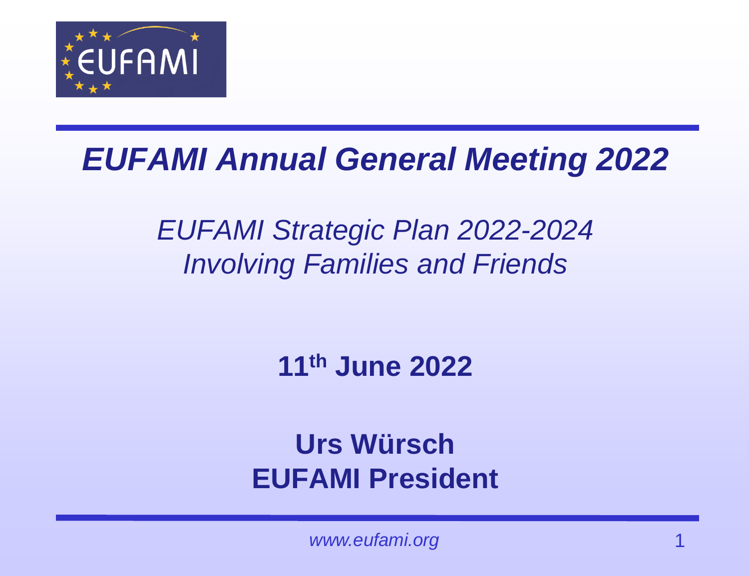# *EUFAMI Annual General Meeting 2022*

*EUFAMI Strategic Plan 2022-2024*
*Involving Families and Friends*

**11th June 2022**

**Urs Würsch**
**EUFAMI President**

*www.eufami.org*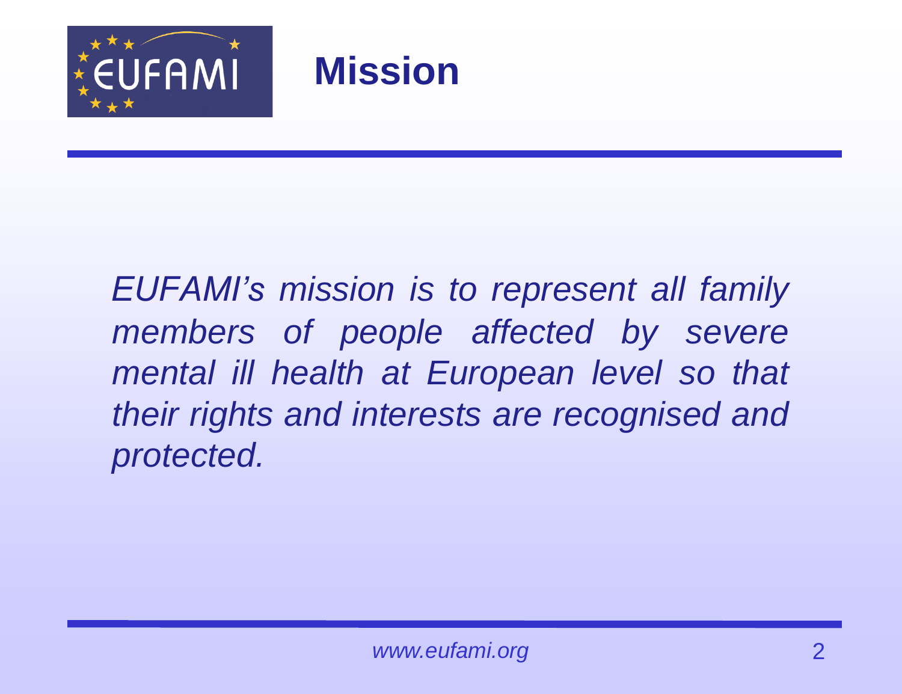# Mission

*EUFAMI's mission is to represent all family members of people affected by severe mental ill health at European level so that their rights and interests are recognised and protected.*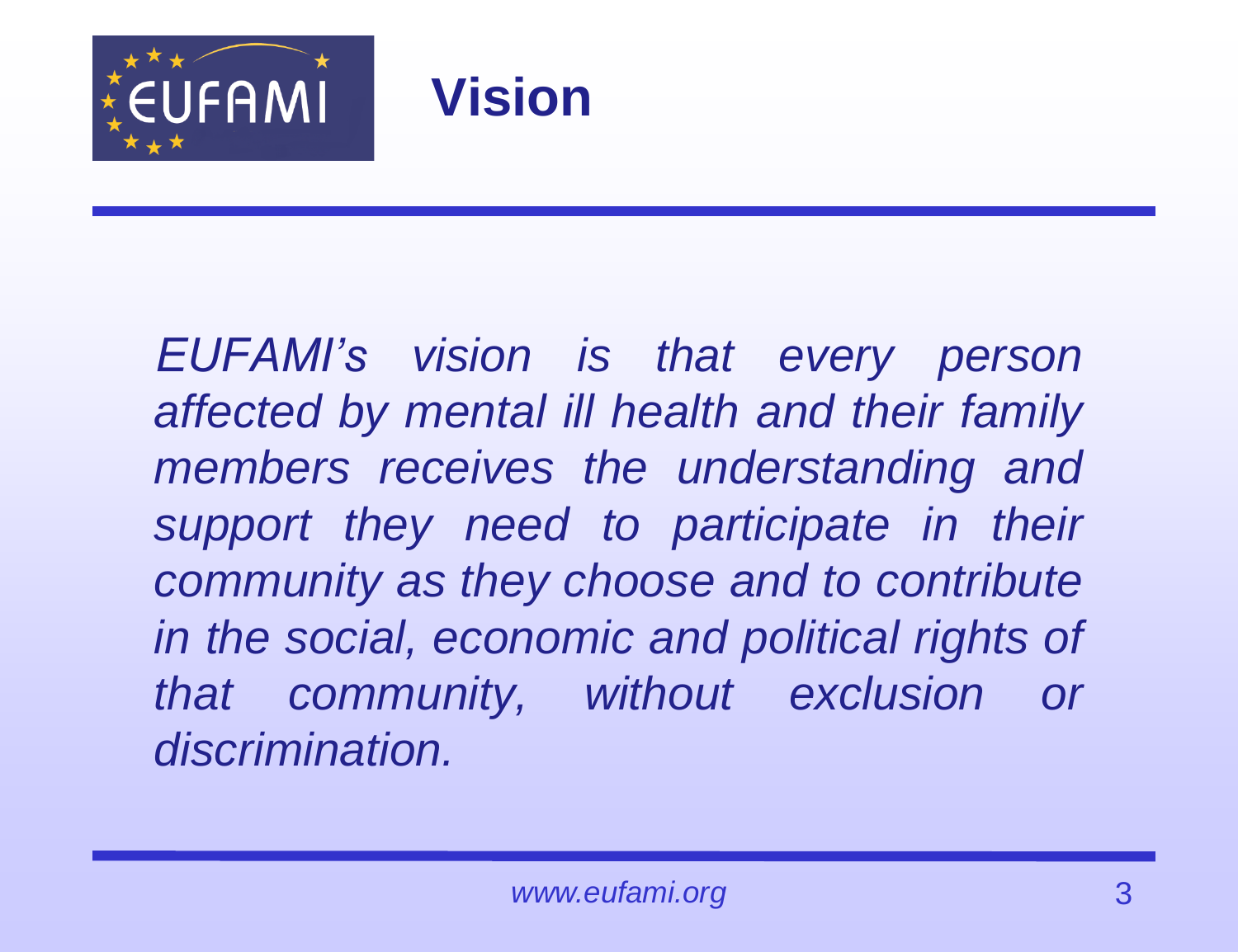# Vision

*EUFAMI's vision is that every person affected by mental ill health and their family members receives the understanding and support they need to participate in their community as they choose and to contribute in the social, economic and political rights of that community, without exclusion or discrimination.*

*www.eufami.org*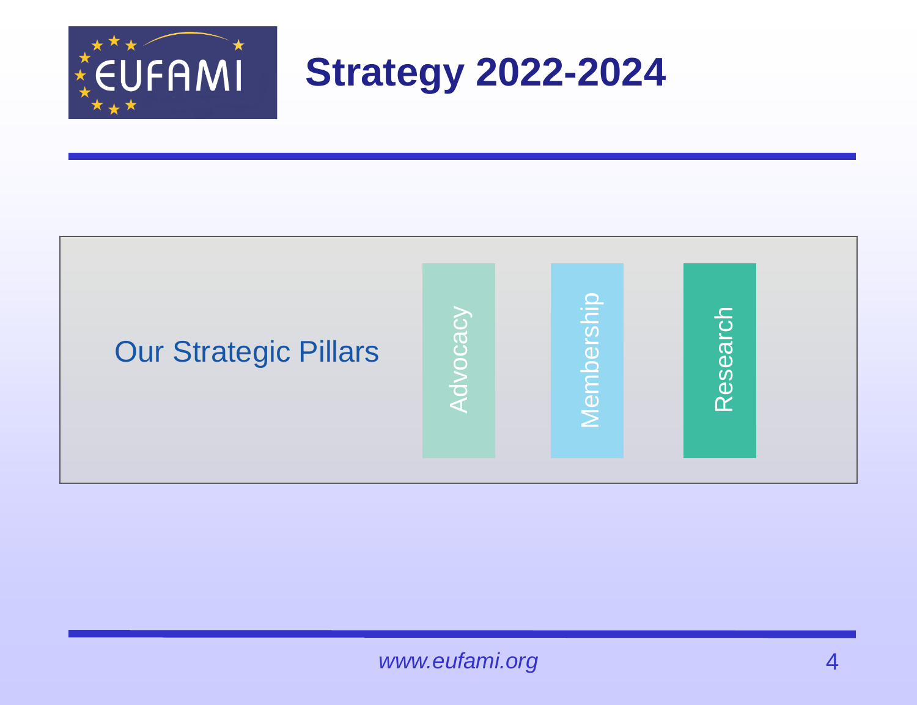# Strategy 2022-2024

Our Strategic Pillars

- Advocacy
- Membership
- Research

*www.eufami.org*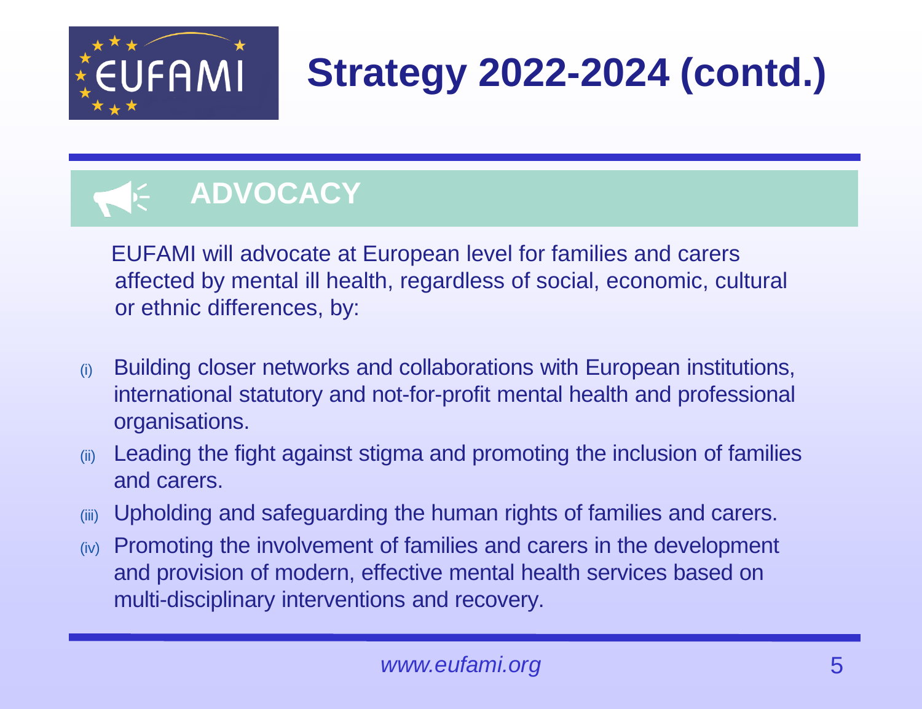# Strategy 2022-2024 (contd.)

## ADVOCACY

EUFAMI will advocate at European level for families and carers affected by mental ill health, regardless of social, economic, cultural or ethnic differences, by:

(i) Building closer networks and collaborations with European institutions, international statutory and not-for-profit mental health and professional organisations.

(ii) Leading the fight against stigma and promoting the inclusion of families and carers.

(iii) Upholding and safeguarding the human rights of families and carers.

(iv) Promoting the involvement of families and carers in the development and provision of modern, effective mental health services based on multi-disciplinary interventions and recovery.

*www.eufami.org*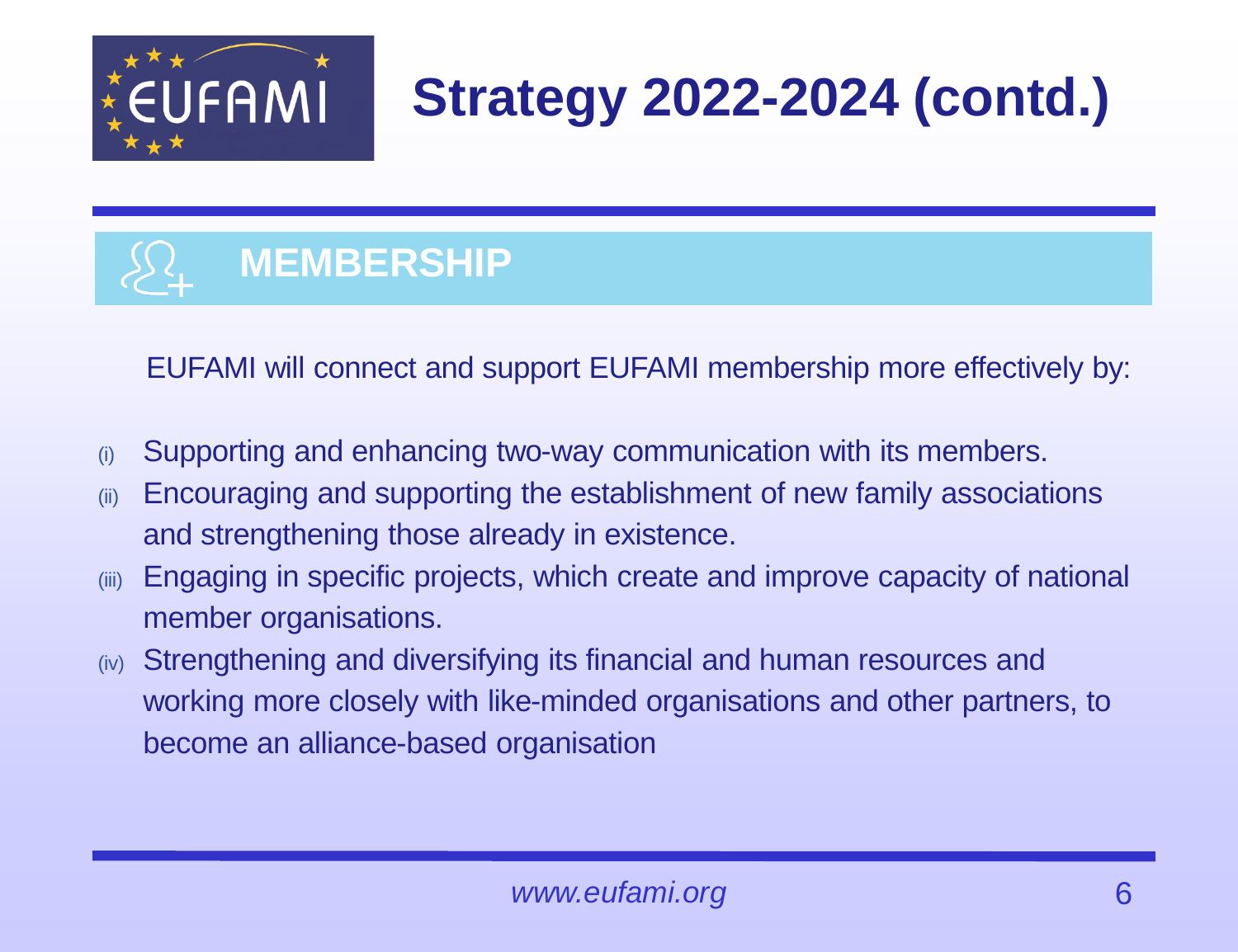# Strategy 2022-2024 (contd.)

## MEMBERSHIP

EUFAMI will connect and support EUFAMI membership more effectively by:

(i) Supporting and enhancing two-way communication with its members.

(ii) Encouraging and supporting the establishment of new family associations and strengthening those already in existence.

(iii) Engaging in specific projects, which create and improve capacity of national member organisations.

(iv) Strengthening and diversifying its financial and human resources and working more closely with like-minded organisations and other partners, to become an alliance-based organisation

*www.eufami.org*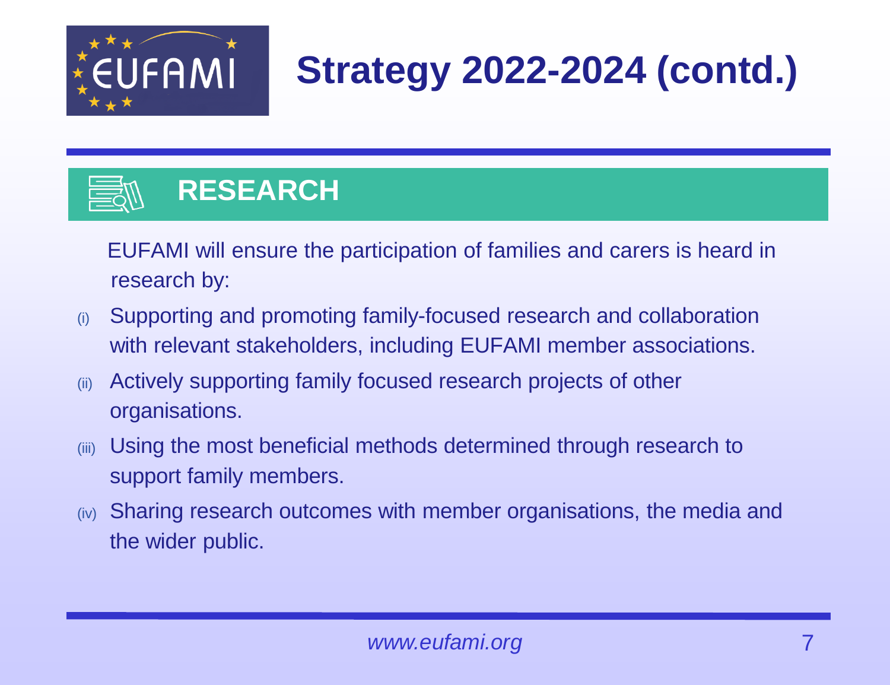# Strategy 2022-2024 (contd.)

## RESEARCH

EUFAMI will ensure the participation of families and carers is heard in research by:

(i) Supporting and promoting family-focused research and collaboration with relevant stakeholders, including EUFAMI member associations.

(ii) Actively supporting family focused research projects of other organisations.

(iii) Using the most beneficial methods determined through research to support family members.

(iv) Sharing research outcomes with member organisations, the media and the wider public.

*www.eufami.org*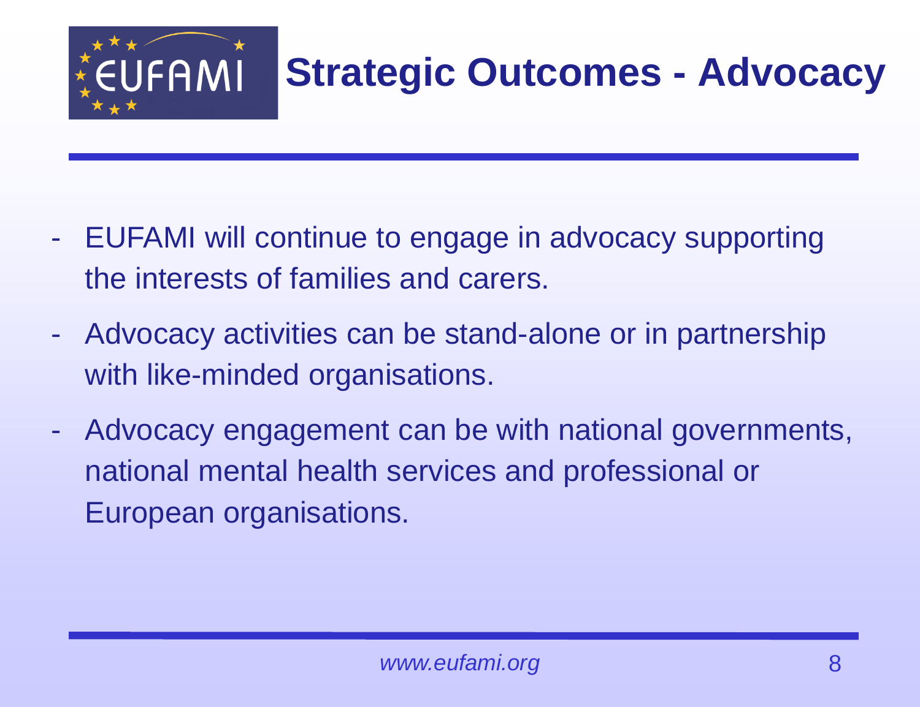# Strategic Outcomes - Advocacy

- EUFAMI will continue to engage in advocacy supporting the interests of families and carers.
- Advocacy activities can be stand-alone or in partnership with like-minded organisations.
- Advocacy engagement can be with national governments, national mental health services and professional or European organisations.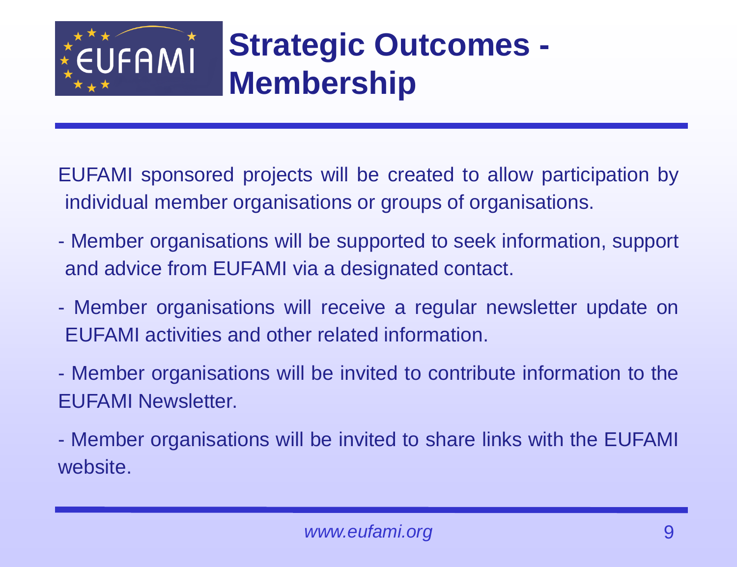# Strategic Outcomes - Membership

EUFAMI sponsored projects will be created to allow participation by individual member organisations or groups of organisations.

- Member organisations will be supported to seek information, support and advice from EUFAMI via a designated contact.

- Member organisations will receive a regular newsletter update on EUFAMI activities and other related information.

- Member organisations will be invited to contribute information to the EUFAMI Newsletter.

- Member organisations will be invited to share links with the EUFAMI website.

*www.eufami.org*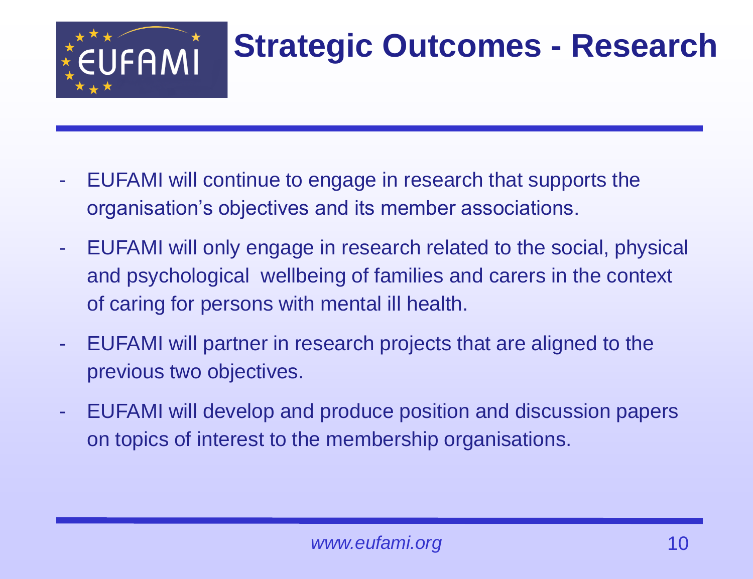# Strategic Outcomes - Research

- EUFAMI will continue to engage in research that supports the organisation's objectives and its member associations.
- EUFAMI will only engage in research related to the social, physical and psychological wellbeing of families and carers in the context of caring for persons with mental ill health.
- EUFAMI will partner in research projects that are aligned to the previous two objectives.
- EUFAMI will develop and produce position and discussion papers on topics of interest to the membership organisations.

*www.eufami.org*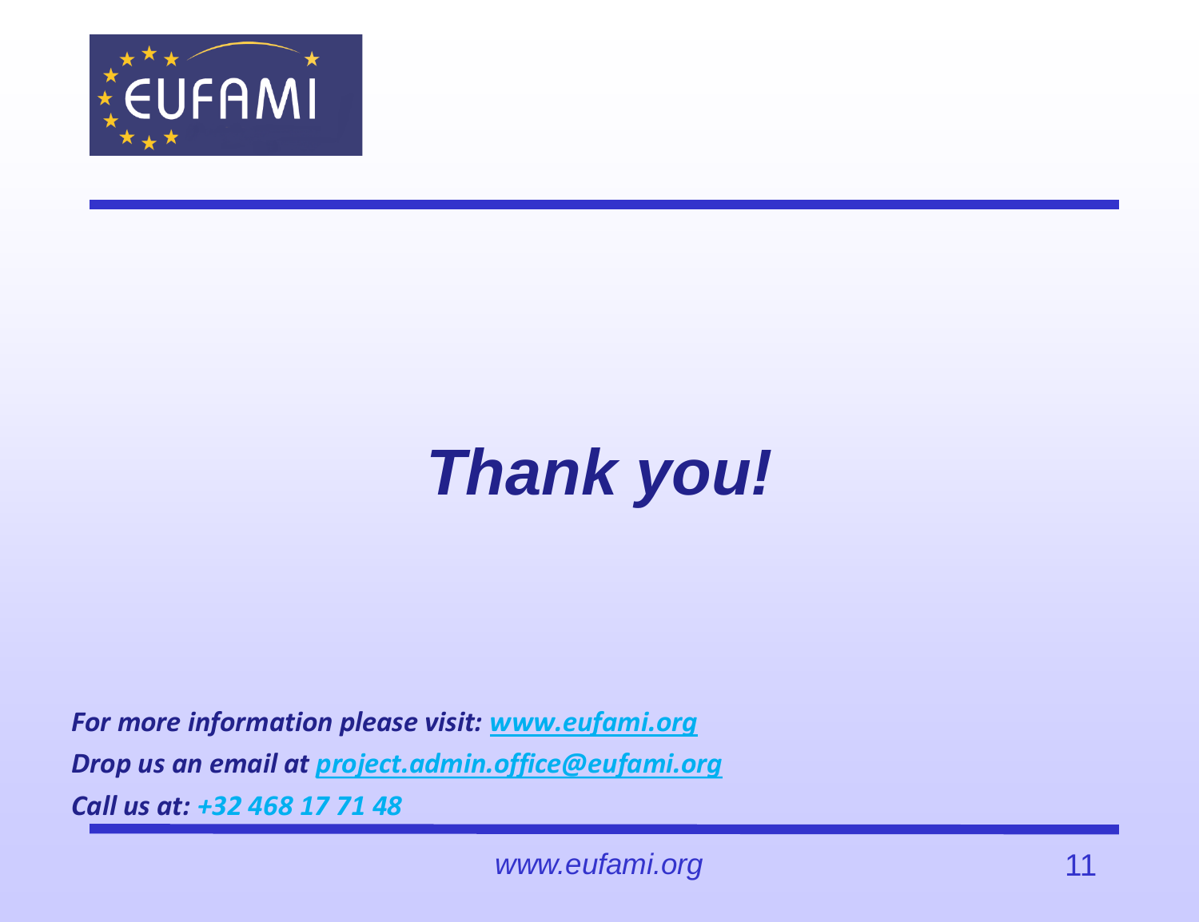EUFAMI

# *Thank you!*

***For more information please visit: [www.eufami.org](http://www.eufami.org)***

***Drop us an email at [project.admin.office@eufami.org](mailto:project.admin.office@eufami.org)***

***Call us at: +32 468 17 71 48***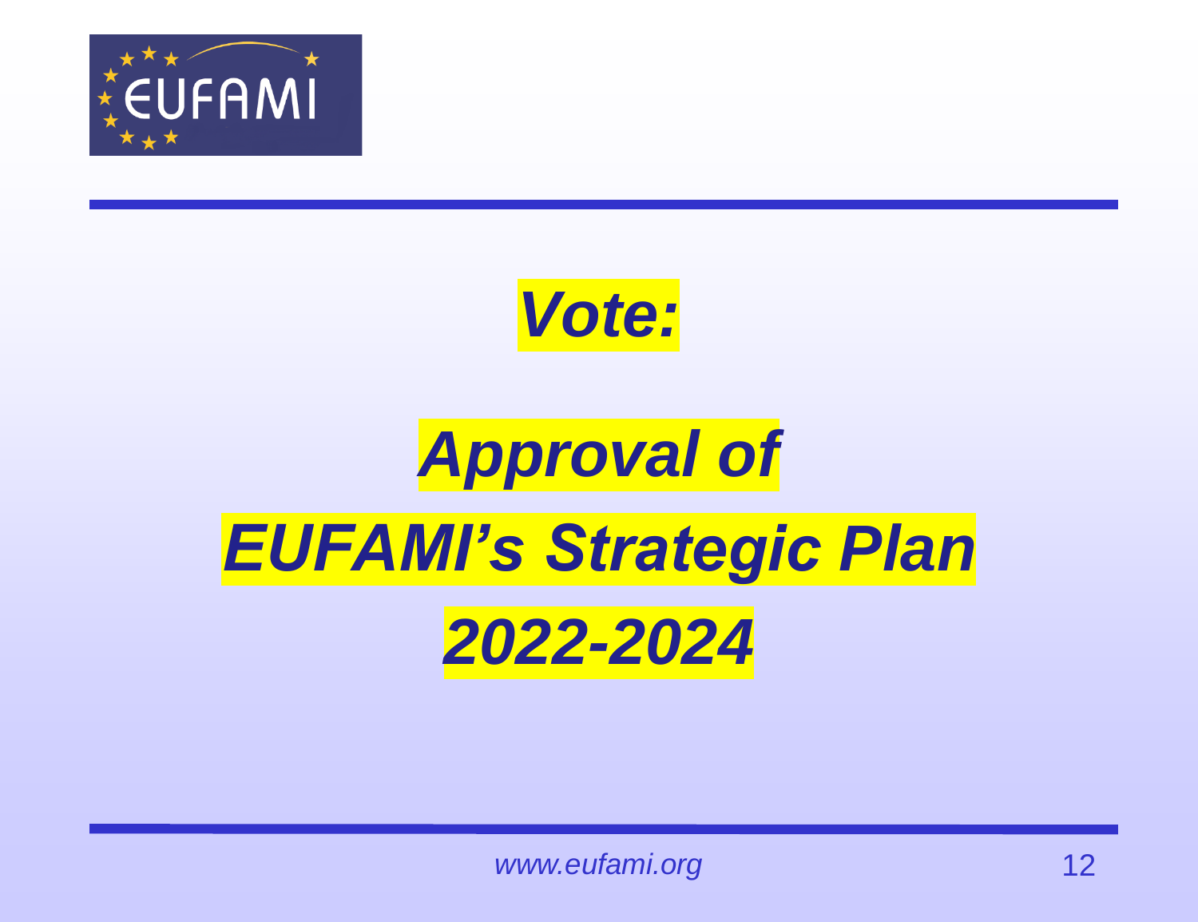EUFAMI

# *Vote:*

# *Approval of EUFAMI's Strategic Plan 2022-2024*

*www.eufami.org*